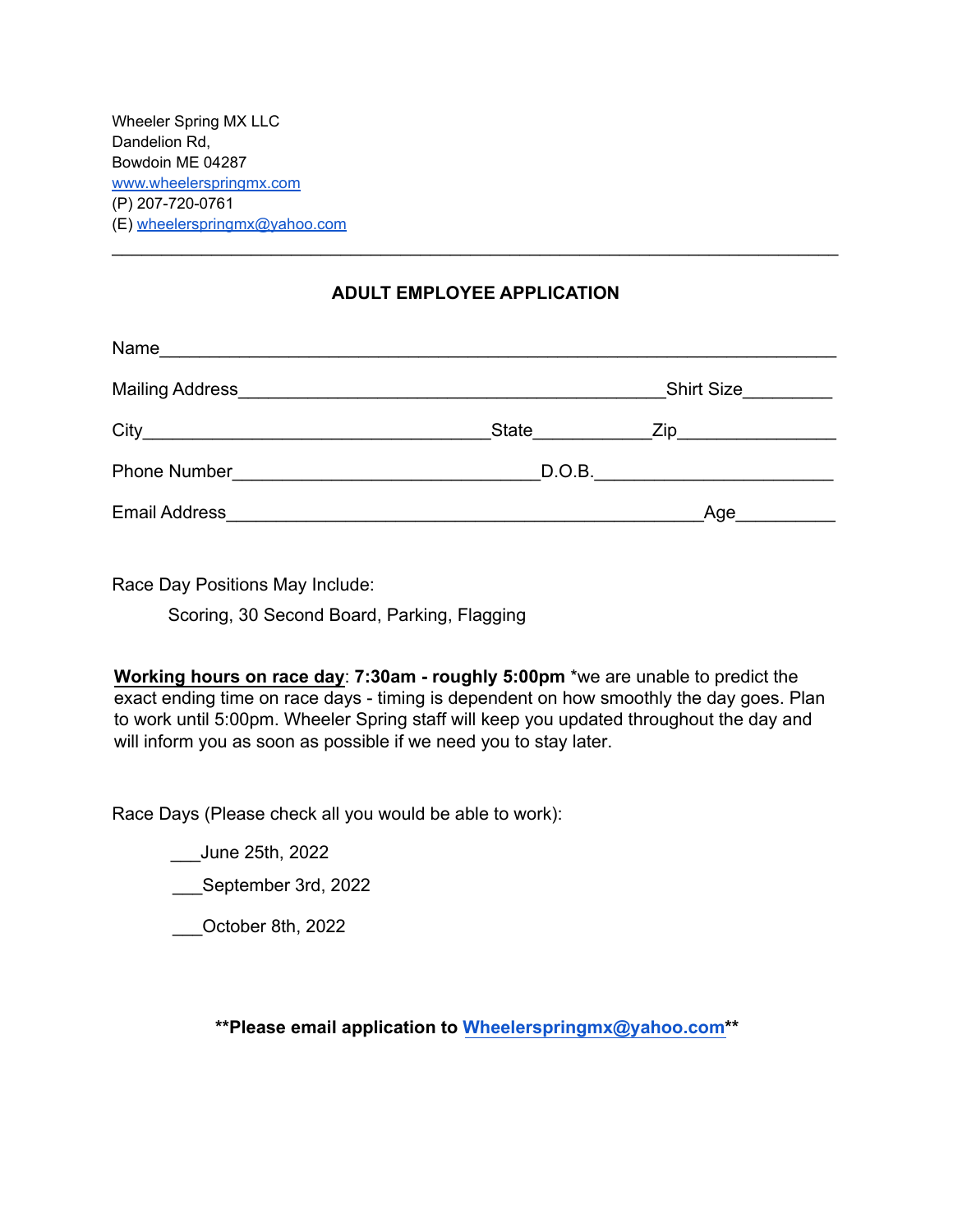Wheeler Spring MX LLC
Dandelion Rd,
Bowdoin ME 04287
www.wheelerspringmx.com
(P) 207-720-0761
(E) wheelerspringmx@yahoo.com

---

## ADULT EMPLOYEE APPLICATION

Name_______________________________________________________________

Mailing Address__________________________________________Shirt Size_________

City___________________________________State___________Zip_______________

Phone Number______________________________D.O.B.______________________

Email Address_______________________________________________Age_________

Race Day Positions May Include:

Scoring, 30 Second Board, Parking, Flagging

**Working hours on race day**: **7:30am - roughly 5:00pm** *we are unable to predict the exact ending time on race days - timing is dependent on how smoothly the day goes. Plan to work until 5:00pm. Wheeler Spring staff will keep you updated throughout the day and will inform you as soon as possible if we need you to stay later.

Race Days (Please check all you would be able to work):

___June 25th, 2022

___September 3rd, 2022

___October 8th, 2022

****Please email application to Wheelerspringmx@yahoo.com****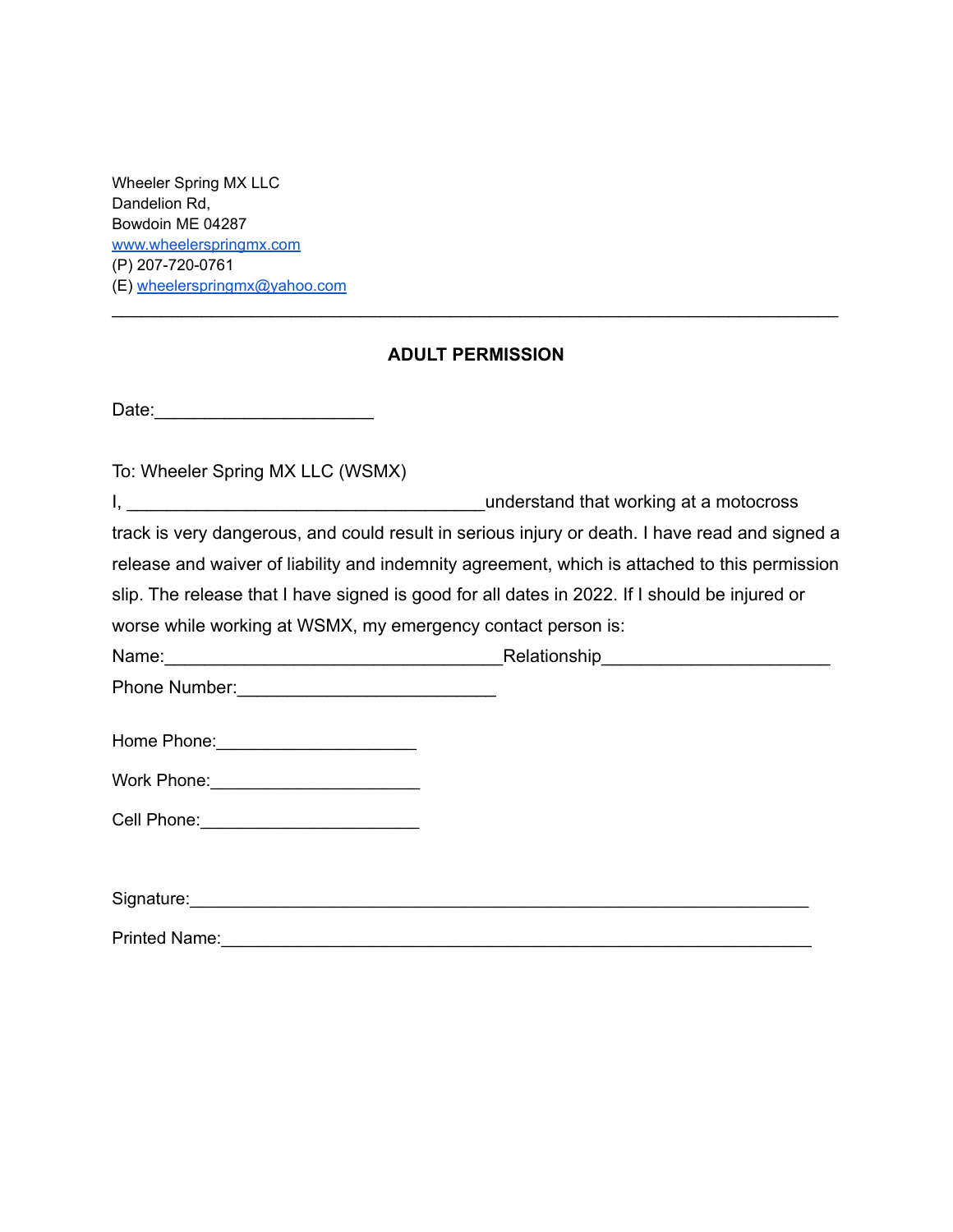Wheeler Spring MX LLC
Dandelion Rd,
Bowdoin ME 04287
www.wheelerspringmx.com
(P) 207-720-0761
(E) wheelerspringmx@yahoo.com

---

## ADULT PERMISSION

Date:______________________

To: Wheeler Spring MX LLC (WSMX)

I, ___________________________________understand that working at a motocross track is very dangerous, and could result in serious injury or death. I have read and signed a release and waiver of liability and indemnity agreement, which is attached to this permission slip. The release that I have signed is good for all dates in 2022. If I should be injured or worse while working at WSMX, my emergency contact person is:

Name:_________________________________Relationship______________________

Phone Number:_________________________

Home Phone:____________________

Work Phone:_____________________

Cell Phone:______________________

Signature:____________________________________________________________

Printed Name:_________________________________________________________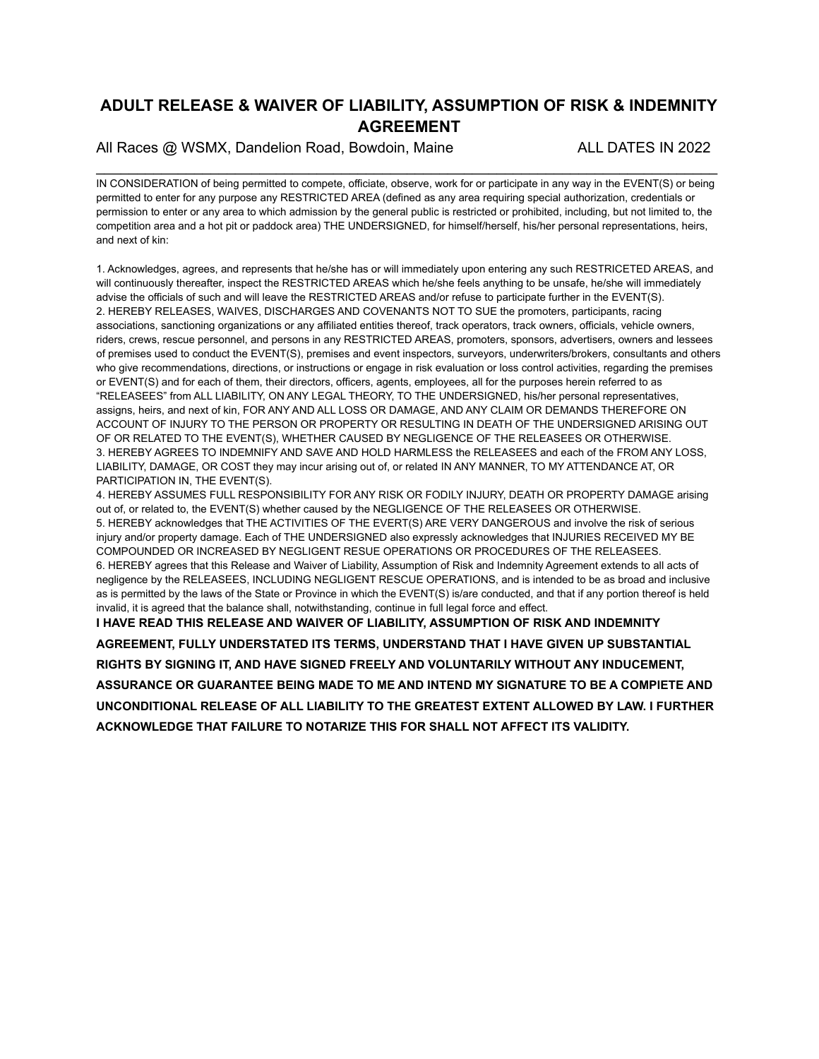# ADULT RELEASE & WAIVER OF LIABILITY, ASSUMPTION OF RISK & INDEMNITY AGREEMENT

All Races @ WSMX, Dandelion Road, Bowdoin, Maine ALL DATES IN 2022

---

IN CONSIDERATION of being permitted to compete, officiate, observe, work for or participate in any way in the EVENT(S) or being permitted to enter for any purpose any RESTRICTED AREA (defined as any area requiring special authorization, credentials or permission to enter or any area to which admission by the general public is restricted or prohibited, including, but not limited to, the competition area and a hot pit or paddock area) THE UNDERSIGNED, for himself/herself, his/her personal representations, heirs, and next of kin:

1. Acknowledges, agrees, and represents that he/she has or will immediately upon entering any such RESTRICETED AREAS, and will continuously thereafter, inspect the RESTRICTED AREAS which he/she feels anything to be unsafe, he/she will immediately advise the officials of such and will leave the RESTRICTED AREAS and/or refuse to participate further in the EVENT(S).
2. HEREBY RELEASES, WAIVES, DISCHARGES AND COVENANTS NOT TO SUE the promoters, participants, racing associations, sanctioning organizations or any affiliated entities thereof, track operators, track owners, officials, vehicle owners, riders, crews, rescue personnel, and persons in any RESTRICTED AREAS, promoters, sponsors, advertisers, owners and lessees of premises used to conduct the EVENT(S), premises and event inspectors, surveyors, underwriters/brokers, consultants and others who give recommendations, directions, or instructions or engage in risk evaluation or loss control activities, regarding the premises or EVENT(S) and for each of them, their directors, officers, agents, employees, all for the purposes herein referred to as "RELEASEES" from ALL LIABILITY, ON ANY LEGAL THEORY, TO THE UNDERSIGNED, his/her personal representatives, assigns, heirs, and next of kin, FOR ANY AND ALL LOSS OR DAMAGE, AND ANY CLAIM OR DEMANDS THEREFORE ON ACCOUNT OF INJURY TO THE PERSON OR PROPERTY OR RESULTING IN DEATH OF THE UNDERSIGNED ARISING OUT OF OR RELATED TO THE EVENT(S), WHETHER CAUSED BY NEGLIGENCE OF THE RELEASEES OR OTHERWISE.
3. HEREBY AGREES TO INDEMNIFY AND SAVE AND HOLD HARMLESS the RELEASEES and each of the FROM ANY LOSS, LIABILITY, DAMAGE, OR COST they may incur arising out of, or related IN ANY MANNER, TO MY ATTENDANCE AT, OR PARTICIPATION IN, THE EVENT(S).
4. HEREBY ASSUMES FULL RESPONSIBILITY FOR ANY RISK OR FODILY INJURY, DEATH OR PROPERTY DAMAGE arising out of, or related to, the EVENT(S) whether caused by the NEGLIGENCE OF THE RELEASEES OR OTHERWISE.
5. HEREBY acknowledges that THE ACTIVITIES OF THE EVERT(S) ARE VERY DANGEROUS and involve the risk of serious injury and/or property damage. Each of THE UNDERSIGNED also expressly acknowledges that INJURIES RECEIVED MY BE COMPOUNDED OR INCREASED BY NEGLIGENT RESUE OPERATIONS OR PROCEDURES OF THE RELEASEES.
6. HEREBY agrees that this Release and Waiver of Liability, Assumption of Risk and Indemnity Agreement extends to all acts of negligence by the RELEASEES, INCLUDING NEGLIGENT RESCUE OPERATIONS, and is intended to be as broad and inclusive as is permitted by the laws of the State or Province in which the EVENT(S) is/are conducted, and that if any portion thereof is held invalid, it is agreed that the balance shall, notwithstanding, continue in full legal force and effect.

**I HAVE READ THIS RELEASE AND WAIVER OF LIABILITY, ASSUMPTION OF RISK AND INDEMNITY AGREEMENT, FULLY UNDERSTATED ITS TERMS, UNDERSTAND THAT I HAVE GIVEN UP SUBSTANTIAL RIGHTS BY SIGNING IT, AND HAVE SIGNED FREELY AND VOLUNTARILY WITHOUT ANY INDUCEMENT, ASSURANCE OR GUARANTEE BEING MADE TO ME AND INTEND MY SIGNATURE TO BE A COMPIETE AND UNCONDITIONAL RELEASE OF ALL LIABILITY TO THE GREATEST EXTENT ALLOWED BY LAW. I FURTHER ACKNOWLEDGE THAT FAILURE TO NOTARIZE THIS FOR SHALL NOT AFFECT ITS VALIDITY.**